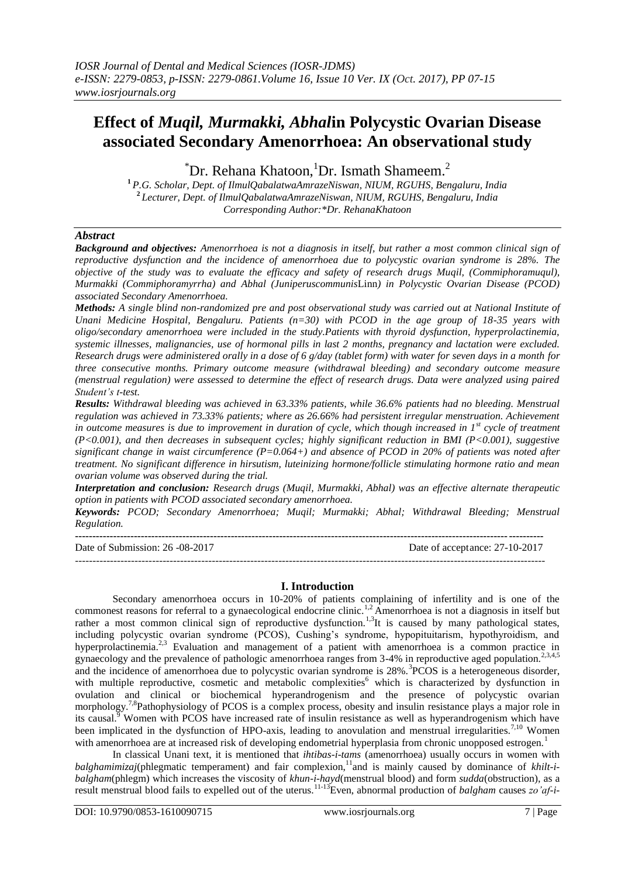# Effect of *Muqil, Murmakki, Abhal*in Polycystic Ovarian Disease associated Secondary Amenorrhoea: An observational study

[*]Dr. Rehana Khatoon,[1]Dr. Ismath Shameem.[2]

[1] *P.G. Scholar, Dept. of IlmulQabalatwaAmrazeNiswan, NIUM, RGUHS, Bengaluru, India*
[2] *Lecturer, Dept. of IlmulQabalatwaAmrazeNiswan, NIUM, RGUHS, Bengaluru, India*
*Corresponding Author:*Dr. RehanaKhatoon*

## *Abstract*

***Background and objectives:*** *Amenorrhoea is not a diagnosis in itself, but rather a most common clinical sign of reproductive dysfunction and the incidence of amenorrhoea due to polycystic ovarian syndrome is 28%. The objective of the study was to evaluate the efficacy and safety of research drugs Muqil, (Commiphoramuqul), Murmakki (Commiphoramyrrha) and Abhal (Juniperuscommunis*Linn*) in Polycystic Ovarian Disease (PCOD) associated Secondary Amenorrhoea.*

***Methods:*** *A single blind non-randomized pre and post observational study was carried out at National Institute of Unani Medicine Hospital, Bengaluru. Patients (n=30) with PCOD in the age group of 18-35 years with oligo/secondary amenorrhoea were included in the study.Patients with thyroid dysfunction, hyperprolactinemia, systemic illnesses, malignancies, use of hormonal pills in last 2 months, pregnancy and lactation were excluded. Research drugs were administered orally in a dose of 6 g/day (tablet form) with water for seven days in a month for three consecutive months. Primary outcome measure (withdrawal bleeding) and secondary outcome measure (menstrual regulation) were assessed to determine the effect of research drugs. Data were analyzed using paired Student's t-test.*

***Results:*** *Withdrawal bleeding was achieved in 63.33% patients, while 36.6% patients had no bleeding. Menstrual regulation was achieved in 73.33% patients; where as 26.66% had persistent irregular menstruation. Achievement in outcome measures is due to improvement in duration of cycle, which though increased in $1^{st}$ cycle of treatment ($P<0.001$), and then decreases in subsequent cycles; highly significant reduction in BMI ($P<0.001$), suggestive significant change in waist circumference (P=0.064+) and absence of PCOD in 20% of patients was noted after treatment. No significant difference in hirsutism, luteinizing hormone/follicle stimulating hormone ratio and mean ovarian volume was observed during the trial.*

***Interpretation and conclusion:*** *Research drugs (Muqil, Murmakki, Abhal) was an effective alternate therapeutic option in patients with PCOD associated secondary amenorrhoea.*

***Keywords:*** *PCOD; Secondary Amenorrhoea; Muqil; Murmakki; Abhal; Withdrawal Bleeding; Menstrual Regulation.*

---

Date of Submission: 26 -08-2017 Date of acceptance: 27-10-2017

---

## I. Introduction

Secondary amenorrhoea occurs in 10-20% of patients complaining of infertility and is one of the commonest reasons for referral to a gynaecological endocrine clinic.[1,2] Amenorrhoea is not a diagnosis in itself but rather a most common clinical sign of reproductive dysfunction.[1,3]It is caused by many pathological states, including polycystic ovarian syndrome (PCOS), Cushing's syndrome, hypopituitarism, hypothyroidism, and hyperprolactinemia.[2,3] Evaluation and management of a patient with amenorrhoea is a common practice in gynaecology and the prevalence of pathologic amenorrhoea ranges from 3-4% in reproductive aged population.[2,3,4,5] and the incidence of amenorrhoea due to polycystic ovarian syndrome is 28%.[3]PCOS is a heterogeneous disorder, with multiple reproductive, cosmetic and metabolic complexities[6] which is characterized by dysfunction in ovulation and clinical or biochemical hyperandrogenism and the presence of polycystic ovarian morphology.[7,8]Pathophysiology of PCOS is a complex process, obesity and insulin resistance plays a major role in its causal.[9] Women with PCOS have increased rate of insulin resistance as well as hyperandrogenism which have been implicated in the dysfunction of HPO-axis, leading to anovulation and menstrual irregularities.[7,10] Women with amenorrhoea are at increased risk of developing endometrial hyperplasia from chronic unopposed estrogen.[1]

In classical Unani text, it is mentioned that *ihtibas-i-tams* (amenorrhoea) usually occurs in women with *balghamimizaj*(phlegmatic temperament) and fair complexion,[11]and is mainly caused by dominance of *khilt-i-balgham*(phlegm) which increases the viscosity of *khun-i-hayd*(menstrual blood) and form *sudda*(obstruction), as a result menstrual blood fails to expelled out of the uterus.[11-13]Even, abnormal production of *balgham* causes *zo'af-i-*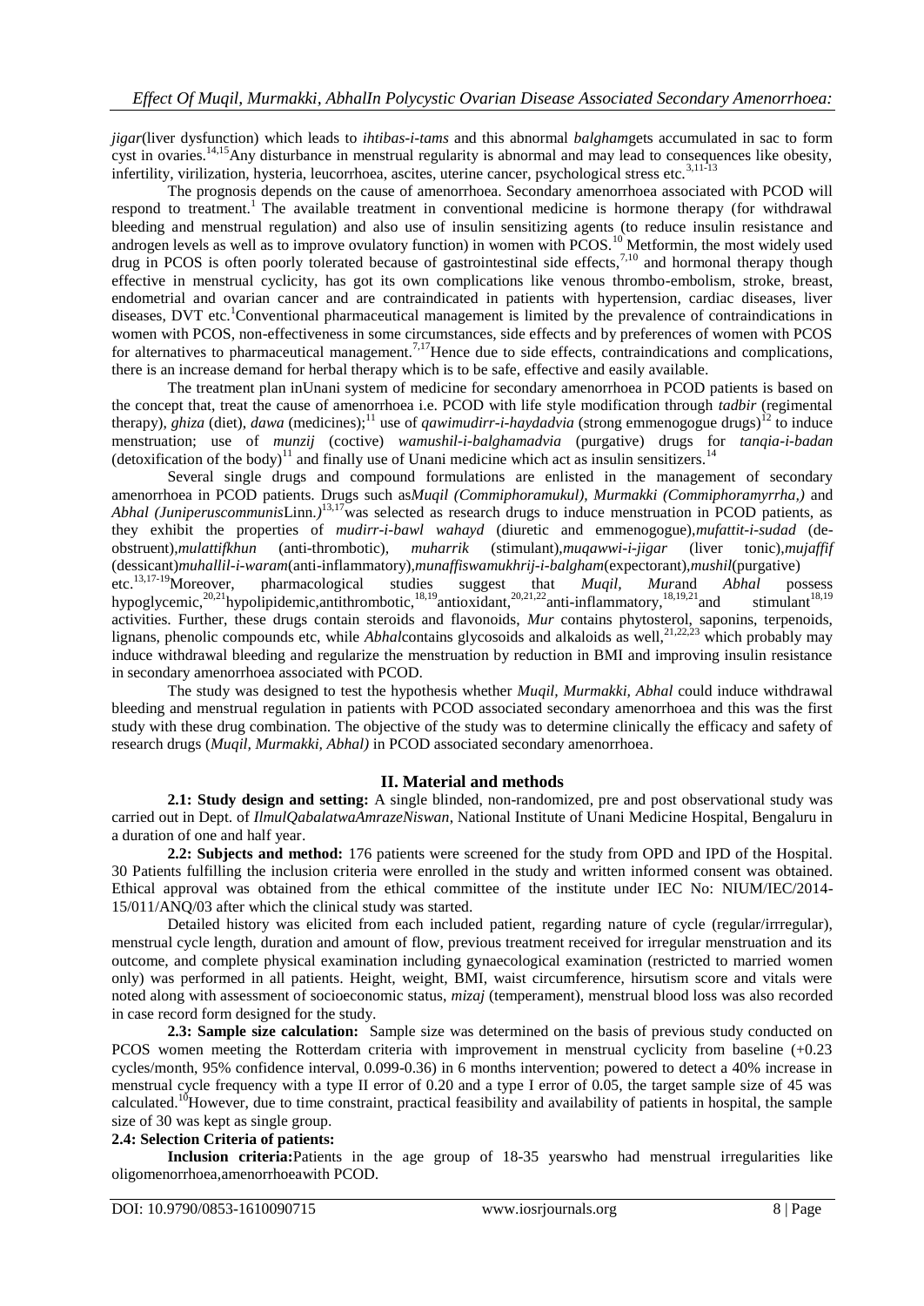*jigar*(liver dysfunction) which leads to *ihtibas-i-tams* and this abnormal *balgham*gets accumulated in sac to form cyst in ovaries.[14,15]Any disturbance in menstrual regularity is abnormal and may lead to consequences like obesity, infertility, virilization, hysteria, leucorrhoea, ascites, uterine cancer, psychological stress etc.[3,11-13]

The prognosis depends on the cause of amenorrhoea. Secondary amenorrhoea associated with PCOD will respond to treatment.[1] The available treatment in conventional medicine is hormone therapy (for withdrawal bleeding and menstrual regulation) and also use of insulin sensitizing agents (to reduce insulin resistance and androgen levels as well as to improve ovulatory function) in women with PCOS.[10] Metformin, the most widely used drug in PCOS is often poorly tolerated because of gastrointestinal side effects,[7,10] and hormonal therapy though effective in menstrual cyclicity, has got its own complications like venous thrombo-embolism, stroke, breast, endometrial and ovarian cancer and are contraindicated in patients with hypertension, cardiac diseases, liver diseases, DVT etc.[1]Conventional pharmaceutical management is limited by the prevalence of contraindications in women with PCOS, non-effectiveness in some circumstances, side effects and by preferences of women with PCOS for alternatives to pharmaceutical management.[7,17]Hence due to side effects, contraindications and complications, there is an increase demand for herbal therapy which is to be safe, effective and easily available.

The treatment plan inUnani system of medicine for secondary amenorrhoea in PCOD patients is based on the concept that, treat the cause of amenorrhoea i.e. PCOD with life style modification through *tadbir* (regimental therapy), *ghiza* (diet), *dawa* (medicines);[11] use of *qawimudirr-i-haydadvia* (strong emmenogogue drugs)[12] to induce menstruation; use of *munzij* (coctive) *wamushil-i-balghamadvia* (purgative) drugs for *tanqia-i-badan* (detoxification of the body)[11] and finally use of Unani medicine which act as insulin sensitizers.[14]

Several single drugs and compound formulations are enlisted in the management of secondary amenorrhoea in PCOD patients. Drugs such as*Muqil (Commiphoramukul), Murmakki (Commiphoramyrrha,)* and *Abhal (Juniperuscommunis*Linn.*)*[13,17]was selected as research drugs to induce menstruation in PCOD patients, as they exhibit the properties of *mudirr-i-bawl wahayd* (diuretic and emmenogogue),*mufattit-i-sudad* (de-obstruent),*mulattifkhun* (anti-thrombotic), *muharrik* (stimulant),*muqawwi-i-jigar* (liver tonic),*mujaffif* (dessicant)*muhallil-i-waram*(anti-inflammatory),*munaffiswamukhrij-i-balgham*(expectorant),*mushil*(purgative) etc.[13,17-19]Moreover, pharmacological studies suggest that *Muqil, Mur*and *Abhal* possess hypoglycemic,[20,21]hypolipidemic,antithrombotic,[18,19]antioxidant,[20,21,22]anti-inflammatory,[18,19,21]and stimulant[18,19] activities. Further, these drugs contain steroids and flavonoids, *Mur* contains phytosterol, saponins, terpenoids, lignans, phenolic compounds etc, while *Abhal*contains glycosoids and alkaloids as well,[21,22,23] which probably may induce withdrawal bleeding and regularize the menstruation by reduction in BMI and improving insulin resistance in secondary amenorrhoea associated with PCOD.

The study was designed to test the hypothesis whether *Muqil, Murmakki, Abhal* could induce withdrawal bleeding and menstrual regulation in patients with PCOD associated secondary amenorrhoea and this was the first study with these drug combination. The objective of the study was to determine clinically the efficacy and safety of research drugs (*Muqil, Murmakki, Abhal)* in PCOD associated secondary amenorrhoea.

## II. Material and methods

**2.1: Study design and setting:** A single blinded, non-randomized, pre and post observational study was carried out in Dept. of *IlmulQabalatwaAmrazeNiswan*, National Institute of Unani Medicine Hospital, Bengaluru in a duration of one and half year.

**2.2: Subjects and method:** 176 patients were screened for the study from OPD and IPD of the Hospital. 30 Patients fulfilling the inclusion criteria were enrolled in the study and written informed consent was obtained. Ethical approval was obtained from the ethical committee of the institute under IEC No: NIUM/IEC/2014-15/011/ANQ/03 after which the clinical study was started.

Detailed history was elicited from each included patient, regarding nature of cycle (regular/irrregular), menstrual cycle length, duration and amount of flow, previous treatment received for irregular menstruation and its outcome, and complete physical examination including gynaecological examination (restricted to married women only) was performed in all patients. Height, weight, BMI, waist circumference, hirsutism score and vitals were noted along with assessment of socioeconomic status, *mizaj* (temperament), menstrual blood loss was also recorded in case record form designed for the study.

**2.3: Sample size calculation:** Sample size was determined on the basis of previous study conducted on PCOS women meeting the Rotterdam criteria with improvement in menstrual cyclicity from baseline (+0.23 cycles/month, 95% confidence interval, 0.099-0.36) in 6 months intervention; powered to detect a 40% increase in menstrual cycle frequency with a type II error of 0.20 and a type I error of 0.05, the target sample size of 45 was calculated.[10]However, due to time constraint, practical feasibility and availability of patients in hospital, the sample size of 30 was kept as single group.

**2.4: Selection Criteria of patients:**

**Inclusion criteria:**Patients in the age group of 18-35 yearswho had menstrual irregularities like oligomenorrhoea,amenorrhoeawith PCOD.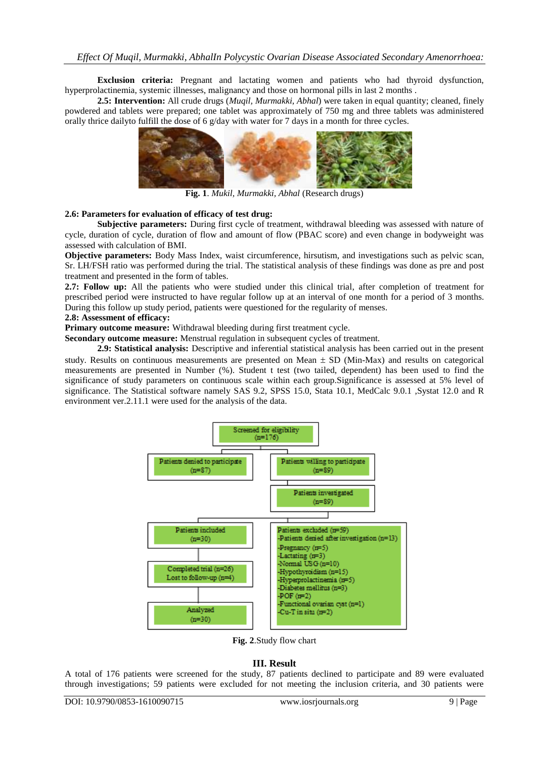**Exclusion criteria:** Pregnant and lactating women and patients who had thyroid dysfunction, hyperprolactinemia, systemic illnesses, malignancy and those on hormonal pills in last 2 months .

**2.5: Intervention:** All crude drugs (*Muqil, Murmakki, Abhal*) were taken in equal quantity; cleaned, finely powdered and tablets were prepared; one tablet was approximately of 750 mg and three tablets was administered orally thrice dailyto fulfill the dose of 6 g/day with water for 7 days in a month for three cycles.

**Fig. 1**. *Mukil, Murmakki, Abhal* (Research drugs)

**2.6: Parameters for evaluation of efficacy of test drug:**

**Subjective parameters:** During first cycle of treatment, withdrawal bleeding was assessed with nature of cycle, duration of cycle, duration of flow and amount of flow (PBAC score) and even change in bodyweight was assessed with calculation of BMI.

**Objective parameters:** Body Mass Index, waist circumference, hirsutism, and investigations such as pelvic scan, Sr. LH/FSH ratio was performed during the trial. The statistical analysis of these findings was done as pre and post treatment and presented in the form of tables.

**2.7: Follow up:** All the patients who were studied under this clinical trial, after completion of treatment for prescribed period were instructed to have regular follow up at an interval of one month for a period of 3 months. During this follow up study period, patients were questioned for the regularity of menses.

**2.8: Assessment of efficacy:**

**Primary outcome measure:** Withdrawal bleeding during first treatment cycle.

**Secondary outcome measure:** Menstrual regulation in subsequent cycles of treatment.

**2.9: Statistical analysis:** Descriptive and inferential statistical analysis has been carried out in the present study. Results on continuous measurements are presented on Mean ± SD (Min-Max) and results on categorical measurements are presented in Number (%). Student t test (two tailed, dependent) has been used to find the significance of study parameters on continuous scale within each group.Significance is assessed at 5% level of significance. The Statistical software namely SAS 9.2, SPSS 15.0, Stata 10.1, MedCalc 9.0.1 ,Systat 12.0 and R environment ver.2.11.1 were used for the analysis of the data.

Screened for eligibility (n=176)

Patients denied to participate (n=87)

Patients willing to participate (n=89)

Patients investigated (n=89)

Patients included (n=30)

Patients excluded (n=59)
- Patients denied after investigation (n=13)
- Pregnancy (n=5)
- Lactating (n=3)
- Normal USG (n=10)
- Hypothyroidism (n=15)
- Hyperprolactinemia (n=5)
- Diabetes mellitus (n=3)
- POF (n=2)
- Functional ovarian cyst (n=1)
- Cu-T in situ (n=2)

Completed trial (n=26)
Lost to follow-up (n=4)

Analyzed (n=30)

**Fig. 2**.Study flow chart

## III. Result

A total of 176 patients were screened for the study, 87 patients declined to participate and 89 were evaluated through investigations; 59 patients were excluded for not meeting the inclusion criteria, and 30 patients were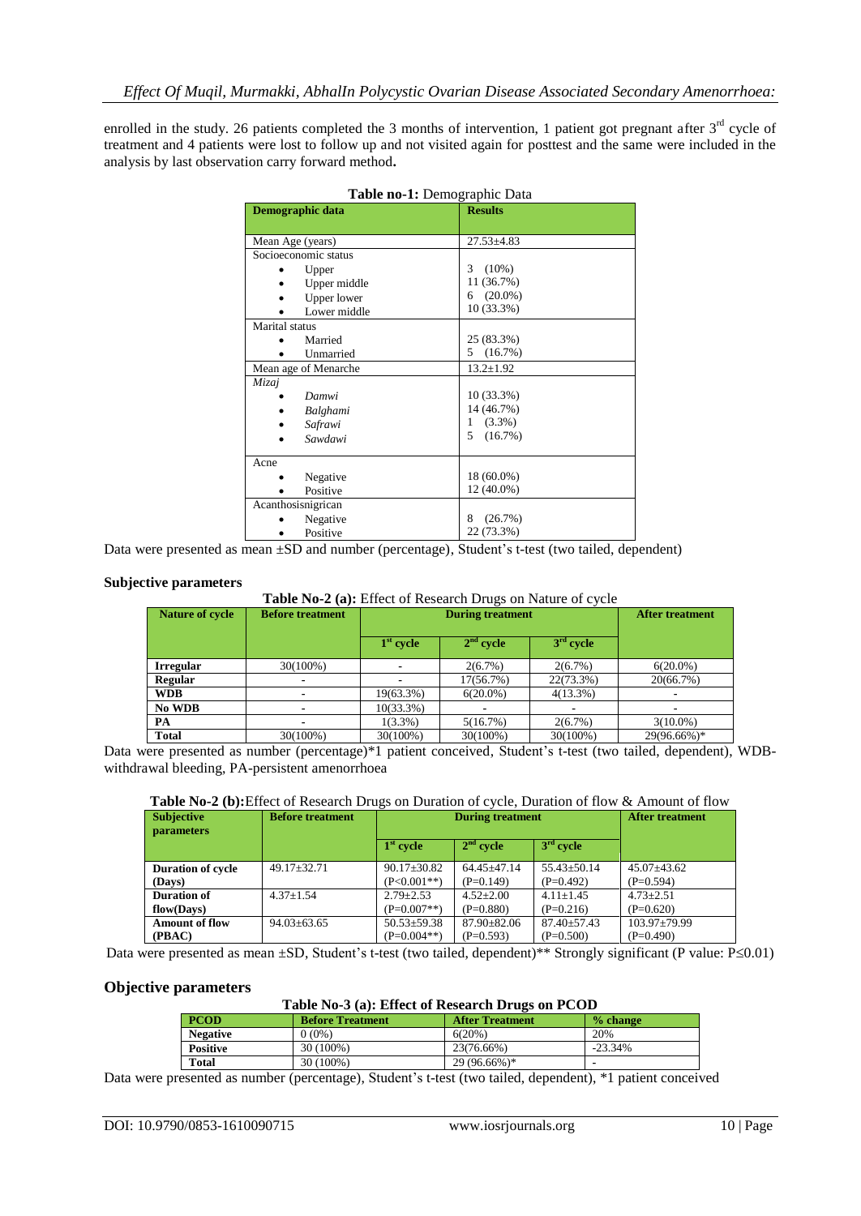enrolled in the study. 26 patients completed the 3 months of intervention, 1 patient got pregnant after $3^{rd}$ cycle of treatment and 4 patients were lost to follow up and not visited again for posttest and the same were included in the analysis by last observation carry forward method**.**

**Table no-1:** Demographic Data

| Demographic data | Results |
|---|---|
| Mean Age (years) | 27.53±4.83 |
| Socioeconomic status | |
| • Upper | 3 (10%) |
| • Upper middle | 11 (36.7%) |
| • Upper lower | 6 (20.0%) |
| • Lower middle | 10 (33.3%) |
| Marital status | |
| • Married | 25 (83.3%) |
| • Unmarried | 5 (16.7%) |
| Mean age of Menarche | 13.2±1.92 |
| *Mizaj* | |
| • *Damwi* | 10 (33.3%) |
| • *Balghami* | 14 (46.7%) |
| • *Safrawi* | 1 (3.3%) |
| • *Sawdawi* | 5 (16.7%) |
| Acne | |
| • Negative | 18 (60.0%) |
| • Positive | 12 (40.0%) |
| Acanthosisnigrican | |
| • Negative | 8 (26.7%) |
| • Positive | 22 (73.3%) |

Data were presented as mean ±SD and number (percentage), Student's t-test (two tailed, dependent)

### Subjective parameters

**Table No-2 (a):** Effect of Research Drugs on Nature of cycle

| Nature of cycle | Before treatment | During treatment | | | After treatment |
|---|---|---|---|---|---|
| | | $1^{st}$ cycle | $2^{nd}$ cycle | $3^{rd}$ cycle | |
| **Irregular** | 30(100%) | - | 2(6.7%) | 2(6.7%) | 6(20.0%) |
| **Regular** | - | - | 17(56.7%) | 22(73.3%) | 20(66.7%) |
| **WDB** | - | 19(63.3%) | 6(20.0%) | 4(13.3%) | - |
| **No WDB** | - | 10(33.3%) | - | - | - |
| **PA** | - | 1(3.3%) | 5(16.7%) | 2(6.7%) | 3(10.0%) |
| **Total** | 30(100%) | 30(100%) | 30(100%) | 30(100%) | 29(96.66%)* |

Data were presented as number (percentage)*1 patient conceived, Student's t-test (two tailed, dependent), WDB-withdrawal bleeding, PA-persistent amenorrhoea

**Table No-2 (b):**Effect of Research Drugs on Duration of cycle, Duration of flow & Amount of flow

| Subjective parameters | Before treatment | During treatment | | | After treatment |
|---|---|---|---|---|---|
| | | $1^{st}$ cycle | $2^{nd}$ cycle | $3^{rd}$ cycle | |
| **Duration of cycle (Days)** | 49.17±32.71 | 90.17±30.82 (P<0.001**) | 64.45±47.14 (P=0.149) | 55.43±50.14 (P=0.492) | 45.07±43.62 (P=0.594) |
| **Duration of flow(Days)** | 4.37±1.54 | 2.79±2.53 (P=0.007**) | 4.52±2.00 (P=0.880) | 4.11±1.45 (P=0.216) | 4.73±2.51 (P=0.620) |
| **Amount of flow (PBAC)** | 94.03±63.65 | 50.53±59.38 (P=0.004**) | 87.90±82.06 (P=0.593) | 87.40±57.43 (P=0.500) | 103.97±79.99 (P=0.490) |

Data were presented as mean ±SD, Student's t-test (two tailed, dependent)** Strongly significant (P value: P≤0.01)

### Objective parameters

**Table No-3 (a): Effect of Research Drugs on PCOD**

| PCOD | Before Treatment | After Treatment | % change |
|---|---|---|---|
| **Negative** | 0 (0%) | 6(20%) | 20% |
| **Positive** | 30 (100%) | 23(76.66%) | -23.34% |
| **Total** | 30 (100%) | 29 (96.66%)* | - |

Data were presented as number (percentage), Student's t-test (two tailed, dependent), *1 patient conceived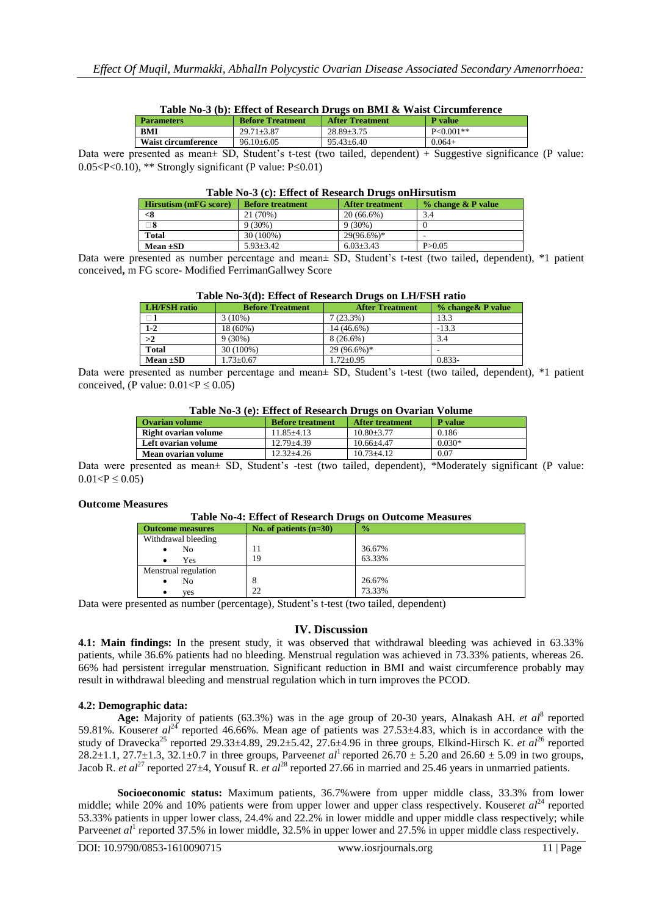**Table No-3 (b): Effect of Research Drugs on BMI & Waist Circumference**

| Parameters | Before Treatment | After Treatment | P value |
|---|---|---|---|
| BMI | 29.71±3.87 | 28.89±3.75 | P<0.001** |
| Waist circumference | 96.10±6.05 | 95.43±6.40 | 0.064+ |

Data were presented as mean± SD, Student's t-test (two tailed, dependent) + Suggestive significance (P value: 0.05<P<0.10), ** Strongly significant (P value: P≤0.01)

**Table No-3 (c): Effect of Research Drugs onHirsutism**

| Hirsutism (mFG score) | Before treatment | After treatment | % change & P value |
|---|---|---|---|
| <8 | 21 (70%) | 20 (66.6%) | 3.4 |
| □8 | 9 (30%) | 9 (30%) | 0 |
| Total | 30 (100%) | 29(96.6%)* | - |
| Mean ±SD | 5.93±3.42 | 6.03±3.43 | P>0.05 |

Data were presented as number percentage and mean± SD, Student's t-test (two tailed, dependent), *1 patient conceived, m FG score- Modified FerrimanGallwey Score

**Table No-3(d): Effect of Research Drugs on LH/FSH ratio**

| LH/FSH ratio | Before Treatment | After Treatment | % change& P value |
|---|---|---|---|
| □1 | 3 (10%) | 7 (23.3%) | 13.3 |
| 1-2 | 18 (60%) | 14 (46.6%) | -13.3 |
| >2 | 9 (30%) | 8 (26.6%) | 3.4 |
| Total | 30 (100%) | 29 (96.6%)* | - |
| Mean ±SD | 1.73±0.67 | 1.72±0.95 | 0.833- |

Data were presented as number percentage and mean± SD, Student's t-test (two tailed, dependent), *1 patient conceived, (P value: 0.01<P ≤ 0.05)

**Table No-3 (e): Effect of Research Drugs on Ovarian Volume**

| Ovarian volume | Before treatment | After treatment | P value |
|---|---|---|---|
| Right ovarian volume | 11.85±4.13 | 10.80±3.77 | 0.186 |
| Left ovarian volume | 12.79±4.39 | 10.66±4.47 | 0.030* |
| Mean ovarian volume | 12.32±4.26 | 10.73±4.12 | 0.07 |

Data were presented as mean± SD, Student's -test (two tailed, dependent), *Moderately significant (P value: 0.01<P ≤ 0.05)

### Outcome Measures

**Table No-4: Effect of Research Drugs on Outcome Measures**

| Outcome measures | No. of patients (n=30) | % |
|---|---|---|
| Withdrawal bleeding | | |
| • No | 11 | 36.67% |
| • Yes | 19 | 63.33% |
| Menstrual regulation | | |
| • No | 8 | 26.67% |
| • yes | 22 | 73.33% |

Data were presented as number (percentage), Student's t-test (two tailed, dependent)

## IV. Discussion

**4.1: Main findings:** In the present study, it was observed that withdrawal bleeding was achieved in 63.33% patients, while 36.6% patients had no bleeding. Menstrual regulation was achieved in 73.33% patients, whereas 26. 66% had persistent irregular menstruation. Significant reduction in BMI and waist circumference probably may result in withdrawal bleeding and menstrual regulation which in turn improves the PCOD.

**4.2: Demographic data:**

**Age:** Majority of patients (63.3%) was in the age group of 20-30 years, Alnakash AH. *et al*[8] reported 59.81%. Kouser*et al*[24] reported 46.66%. Mean age of patients was 27.53±4.83, which is in accordance with the study of Dravecka[25] reported 29.33±4.89, 29.2±5.42, 27.6±4.96 in three groups, Elkind-Hirsch K. *et al*[26] reported 28.2±1.1, 27.7±1.3, 32.1±0.7 in three groups, Parveen*et al*[1] reported 26.70 ± 5.20 and 26.60 ± 5.09 in two groups, Jacob R. *et al*[27] reported 27±4, Yousuf R. *et al*[28] reported 27.66 in married and 25.46 years in unmarried patients.

**Socioeconomic status:** Maximum patients, 36.7%were from upper middle class, 33.3% from lower middle; while 20% and 10% patients were from upper lower and upper class respectively. Kouser*et al*[24] reported 53.33% patients in upper lower class, 24.4% and 22.2% in lower middle and upper middle class respectively; while Parveen*et al*[1] reported 37.5% in lower middle, 32.5% in upper lower and 27.5% in upper middle class respectively.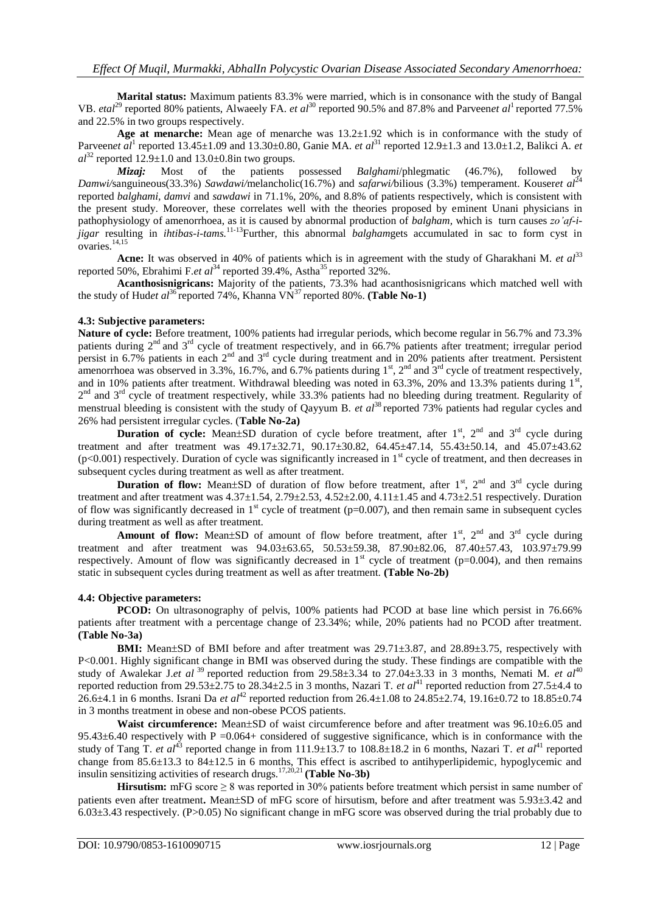**Marital status:** Maximum patients 83.3% were married, which is in consonance with the study of Bangal VB. *etal*[29] reported 80% patients, Alwaeely FA. *et al*[30] reported 90.5% and 87.8% and Parveen*et al*[1] reported 77.5% and 22.5% in two groups respectively.

**Age at menarche:** Mean age of menarche was 13.2±1.92 which is in conformance with the study of Parveen*et al*[1] reported 13.45±1.09 and 13.30±0.80, Ganie MA. *et al*[31] reported 12.9±1.3 and 13.0±1.2, Balikci A. *et al*[32] reported 12.9±1.0 and 13.0±0.8in two groups.

***Mizaj:*** Most of the patients possessed *Balghami*/phlegmatic (46.7%), followed by *Damwi/*sanguineous(33.3%) *Sawdawi/*melancholic(16.7%) and *safarwi/*bilious (3.3%) temperament. Kouser*et al*[24] reported *balghami, damvi* and *sawdawi* in 71.1%, 20%, and 8.8% of patients respectively, which is consistent with the present study. Moreover, these correlates well with the theories proposed by eminent Unani physicians in pathophysiology of amenorrhoea, as it is caused by abnormal production of *balgham,* which is turn causes *zo'af-i-jigar* resulting in *ihtibas-i-tams.*[11-13]Further, this abnormal *balgham*gets accumulated in sac to form cyst in ovaries.[14,15]

**Acne:** It was observed in 40% of patients which is in agreement with the study of Gharakhani M. *et al*[33] reported 50%, Ebrahimi F.*et al*[34] reported 39.4%, Astha[35] reported 32%.

**Acanthosisnigricans:** Majority of the patients, 73.3% had acanthosisnigricans which matched well with the study of Hud*et al*[36] reported 74%, Khanna VN[37] reported 80%. **(Table No-1)**

### 4.3: Subjective parameters:

**Nature of cycle:** Before treatment, 100% patients had irregular periods, which become regular in 56.7% and 73.3% patients during 2nd and 3rd cycle of treatment respectively, and in 66.7% patients after treatment; irregular period persist in 6.7% patients in each 2nd and 3rd cycle during treatment and in 20% patients after treatment. Persistent amenorrhoea was observed in 3.3%, 16.7%, and 6.7% patients during 1st, 2nd and 3rd cycle of treatment respectively, and in 10% patients after treatment. Withdrawal bleeding was noted in 63.3%, 20% and 13.3% patients during 1st, 2nd and 3rd cycle of treatment respectively, while 33.3% patients had no bleeding during treatment. Regularity of menstrual bleeding is consistent with the study of Qayyum B. *et al*[38] reported 73% patients had regular cycles and 26% had persistent irregular cycles. (**Table No-2a)**

**Duration of cycle:** Mean±SD duration of cycle before treatment, after 1st, 2nd and 3rd cycle during treatment and after treatment was 49.17±32.71, 90.17±30.82, 64.45±47.14, 55.43±50.14, and 45.07±43.62 ($p<0.001$) respectively. Duration of cycle was significantly increased in 1st cycle of treatment, and then decreases in subsequent cycles during treatment as well as after treatment.

**Duration of flow:** Mean±SD of duration of flow before treatment, after 1st, 2nd and 3rd cycle during treatment and after treatment was 4.37±1.54, 2.79±2.53, 4.52±2.00, 4.11±1.45 and 4.73±2.51 respectively. Duration of flow was significantly decreased in 1st cycle of treatment ($p=0.007$), and then remain same in subsequent cycles during treatment as well as after treatment.

**Amount of flow:** Mean±SD of amount of flow before treatment, after 1st, 2nd and 3rd cycle during treatment and after treatment was 94.03±63.65, 50.53±59.38, 87.90±82.06, 87.40±57.43, 103.97±79.99 respectively. Amount of flow was significantly decreased in 1st cycle of treatment ($p=0.004$), and then remains static in subsequent cycles during treatment as well as after treatment. **(Table No-2b)**

### 4.4: Objective parameters:

**PCOD:** On ultrasonography of pelvis, 100% patients had PCOD at base line which persist in 76.66% patients after treatment with a percentage change of 23.34%; while, 20% patients had no PCOD after treatment. **(Table No-3a)**

**BMI:** Mean±SD of BMI before and after treatment was 29.71±3.87, and 28.89±3.75, respectively with $P<0.001$. Highly significant change in BMI was observed during the study. These findings are compatible with the study of Awalekar J.*et al*[39] reported reduction from 29.58±3.34 to 27.04±3.33 in 3 months, Nemati M. *et al*[40] reported reduction from 29.53±2.75 to 28.34±2.5 in 3 months, Nazari T. *et al*[41] reported reduction from 27.5±4.4 to 26.6±4.1 in 6 months. Israni Da *et al*[42] reported reduction from 26.4±1.08 to 24.85±2.74, 19.16±0.72 to 18.85±0.74 in 3 months treatment in obese and non-obese PCOS patients.

**Waist circumference:** Mean±SD of waist circumference before and after treatment was 96.10±6.05 and 95.43±6.40 respectively with $P=0.064$+ considered of suggestive significance, which is in conformance with the study of Tang T. *et al*[43] reported change in from 111.9±13.7 to 108.8±18.2 in 6 months, Nazari T. *et al*[41] reported change from 85.6±13.3 to 84±12.5 in 6 months, This effect is ascribed to antihyperlipidemic, hypoglycemic and insulin sensitizing activities of research drugs.[17,20,21] **(Table No-3b)**

**Hirsutism:** mFG score ≥ 8 was reported in 30% patients before treatment which persist in same number of patients even after treatment**.** Mean±SD of mFG score of hirsutism, before and after treatment was 5.93±3.42 and 6.03±3.43 respectively. ($P>0.05$) No significant change in mFG score was observed during the trial probably due to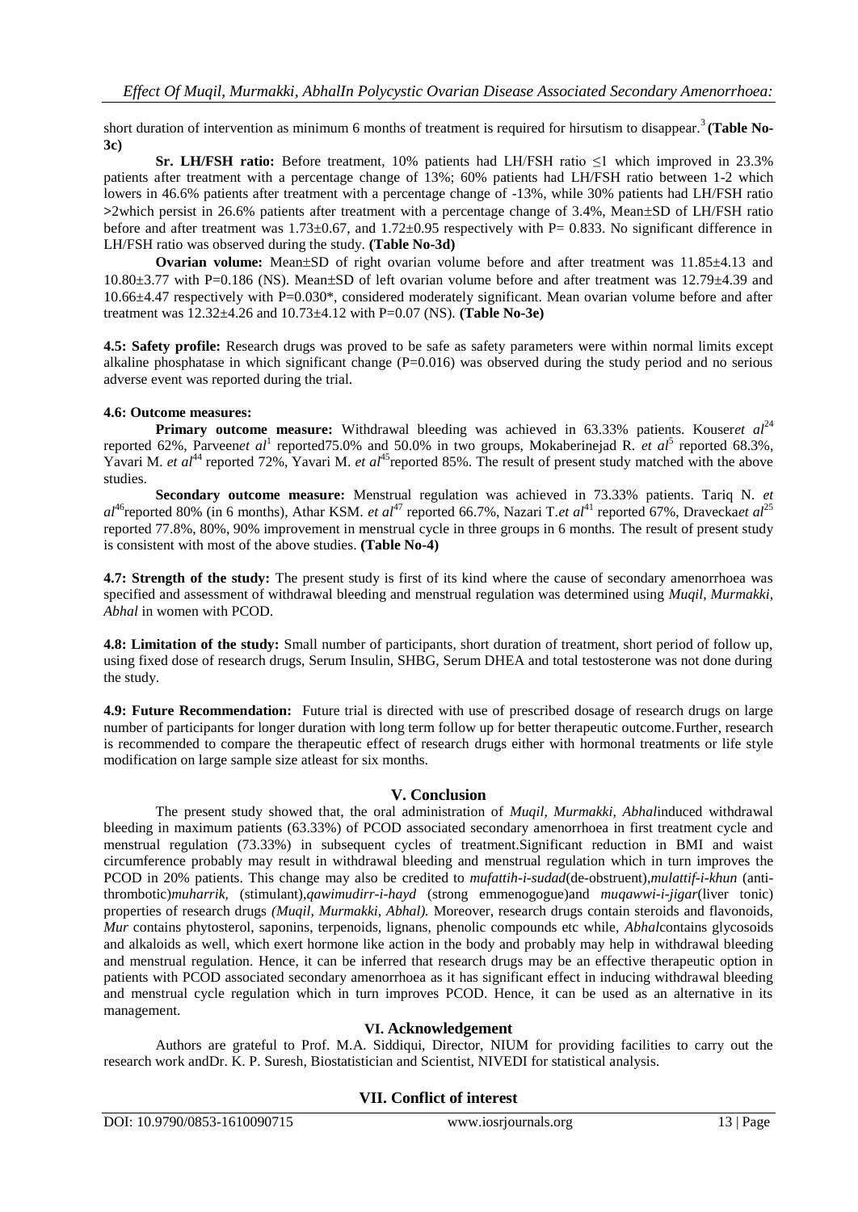short duration of intervention as minimum 6 months of treatment is required for hirsutism to disappear.[3] **(Table No-3c)**

**Sr. LH/FSH ratio:** Before treatment, 10% patients had LH/FSH ratio ≤1 which improved in 23.3% patients after treatment with a percentage change of 13%; 60% patients had LH/FSH ratio between 1-2 which lowers in 46.6% patients after treatment with a percentage change of -13%, while 30% patients had LH/FSH ratio >2which persist in 26.6% patients after treatment with a percentage change of 3.4%, Mean±SD of LH/FSH ratio before and after treatment was 1.73±0.67, and 1.72±0.95 respectively with P= 0.833. No significant difference in LH/FSH ratio was observed during the study. **(Table No-3d)**

**Ovarian volume:** Mean±SD of right ovarian volume before and after treatment was 11.85±4.13 and 10.80±3.77 with P=0.186 (NS). Mean±SD of left ovarian volume before and after treatment was 12.79±4.39 and 10.66±4.47 respectively with P=0.030*, considered moderately significant. Mean ovarian volume before and after treatment was 12.32±4.26 and 10.73±4.12 with P=0.07 (NS). **(Table No-3e)**

**4.5: Safety profile:** Research drugs was proved to be safe as safety parameters were within normal limits except alkaline phosphatase in which significant change (P=0.016) was observed during the study period and no serious adverse event was reported during the trial.

**4.6: Outcome measures:**

**Primary outcome measure:** Withdrawal bleeding was achieved in 63.33% patients. Kouser*et al*[24] reported 62%, Parveen*et al*[1] reported75.0% and 50.0% in two groups, Mokaberinejad R. *et al*[5] reported 68.3%, Yavari M. *et al*[44] reported 72%, Yavari M. *et al*[45]reported 85%. The result of present study matched with the above studies.

**Secondary outcome measure:** Menstrual regulation was achieved in 73.33% patients. Tariq N. *et al*[46]reported 80% (in 6 months), Athar KSM. *et al*[47] reported 66.7%, Nazari T.*et al*[41] reported 67%, Dravecka*et al*[25] reported 77.8%, 80%, 90% improvement in menstrual cycle in three groups in 6 months. The result of present study is consistent with most of the above studies. **(Table No-4)**

**4.7: Strength of the study:** The present study is first of its kind where the cause of secondary amenorrhoea was specified and assessment of withdrawal bleeding and menstrual regulation was determined using *Muqil, Murmakki, Abhal* in women with PCOD.

**4.8: Limitation of the study:** Small number of participants, short duration of treatment, short period of follow up, using fixed dose of research drugs, Serum Insulin, SHBG, Serum DHEA and total testosterone was not done during the study.

**4.9: Future Recommendation:** Future trial is directed with use of prescribed dosage of research drugs on large number of participants for longer duration with long term follow up for better therapeutic outcome.Further, research is recommended to compare the therapeutic effect of research drugs either with hormonal treatments or life style modification on large sample size atleast for six months.

## V. Conclusion

The present study showed that, the oral administration of *Muqil, Murmakki, Abhal*induced withdrawal bleeding in maximum patients (63.33%) of PCOD associated secondary amenorrhoea in first treatment cycle and menstrual regulation (73.33%) in subsequent cycles of treatment.Significant reduction in BMI and waist circumference probably may result in withdrawal bleeding and menstrual regulation which in turn improves the PCOD in 20% patients. This change may also be credited to *mufattih-i-sudad*(de-obstruent),*mulattif-i-khun* (anti-thrombotic)*muharrik,* (stimulant),*qawimudirr-i-hayd* (strong emmenogogue)and *muqawwi-i-jigar*(liver tonic) properties of research drugs *(Muqil, Murmakki, Abhal).* Moreover, research drugs contain steroids and flavonoids, *Mur* contains phytosterol, saponins, terpenoids, lignans, phenolic compounds etc while, *Abhal*contains glycosoids and alkaloids as well, which exert hormone like action in the body and probably may help in withdrawal bleeding and menstrual regulation. Hence, it can be inferred that research drugs may be an effective therapeutic option in patients with PCOD associated secondary amenorrhoea as it has significant effect in inducing withdrawal bleeding and menstrual cycle regulation which in turn improves PCOD. Hence, it can be used as an alternative in its management.

## VI. Acknowledgement

Authors are grateful to Prof. M.A. Siddiqui, Director, NIUM for providing facilities to carry out the research work andDr. K. P. Suresh, Biostatistician and Scientist, NIVEDI for statistical analysis.

## VII. Conflict of interest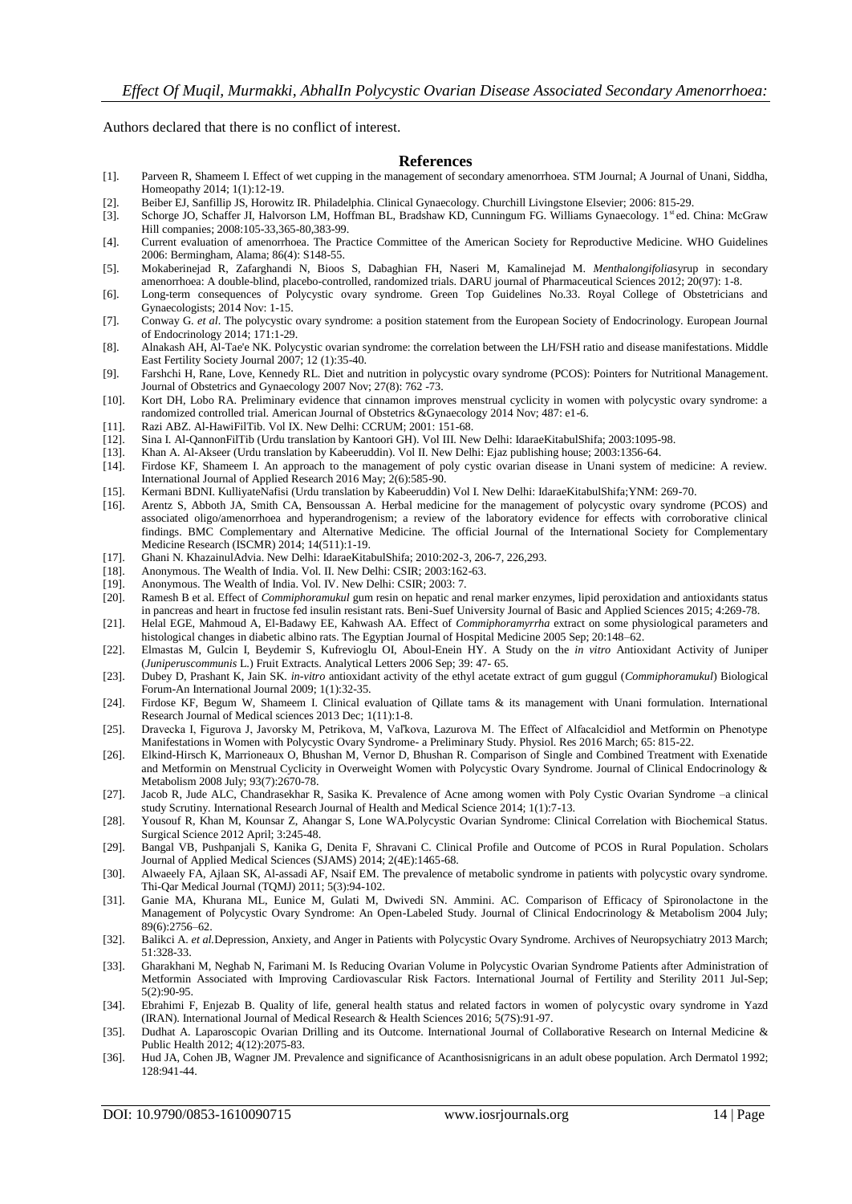Authors declared that there is no conflict of interest.

## References

[1]. Parveen R, Shameem I. Effect of wet cupping in the management of secondary amenorrhoea. STM Journal; A Journal of Unani, Siddha, Homeopathy 2014; 1(1):12-19.

[2]. Beiber EJ, Sanfillip JS, Horowitz IR. Philadelphia. Clinical Gynaecology. Churchill Livingstone Elsevier; 2006: 815-29.

[3]. Schorge JO, Schaffer JI, Halvorson LM, Hoffman BL, Bradshaw KD, Cunningum FG. Williams Gynaecology. 1st ed. China: McGraw Hill companies; 2008:105-33,365-80,383-99.

[4]. Current evaluation of amenorrhoea. The Practice Committee of the American Society for Reproductive Medicine. WHO Guidelines 2006: Bermingham, Alama; 86(4): S148-55.

[5]. Mokaberinejad R, Zafarghandi N, Bioos S, Dabaghian FH, Naseri M, Kamalinejad M. *Menthalongifolia*syrup in secondary amenorrhoea: A double-blind, placebo-controlled, randomized trials. DARU journal of Pharmaceutical Sciences 2012; 20(97): 1-8.

[6]. Long-term consequences of Polycystic ovary syndrome. Green Top Guidelines No.33. Royal College of Obstetricians and Gynaecologists; 2014 Nov: 1-15.

[7]. Conway G. *et al*. The polycystic ovary syndrome: a position statement from the European Society of Endocrinology. European Journal of Endocrinology 2014; 171:1-29.

[8]. Alnakash AH, Al-Tae'e NK. Polycystic ovarian syndrome: the correlation between the LH/FSH ratio and disease manifestations. Middle East Fertility Society Journal 2007; 12 (1):35-40.

[9]. Farshchi H, Rane, Love, Kennedy RL. Diet and nutrition in polycystic ovary syndrome (PCOS): Pointers for Nutritional Management. Journal of Obstetrics and Gynaecology 2007 Nov; 27(8): 762 -73.

[10]. Kort DH, Lobo RA. Preliminary evidence that cinnamon improves menstrual cyclicity in women with polycystic ovary syndrome: a randomized controlled trial. American Journal of Obstetrics &Gynaecology 2014 Nov; 487: e1-6.

[11]. Razi ABZ. Al-HawiFilTib. Vol IX. New Delhi: CCRUM; 2001: 151-68.

[12]. Sina I. Al-QannonFilTib (Urdu translation by Kantoori GH). Vol III. New Delhi: IdaraeKitabulShifa; 2003:1095-98.

[13]. Khan A. Al-Akseer (Urdu translation by Kabeeruddin). Vol II. New Delhi: Ejaz publishing house; 2003:1356-64.

[14]. Firdose KF, Shameem I. An approach to the management of poly cystic ovarian disease in Unani system of medicine: A review. International Journal of Applied Research 2016 May; 2(6):585-90.

[15]. Kermani BDNI. KulliyateNafisi (Urdu translation by Kabeeruddin) Vol I. New Delhi: IdaraeKitabulShifa;YNM: 269-70.

[16]. Arentz S, Abboth JA, Smith CA, Bensoussan A. Herbal medicine for the management of polycystic ovary syndrome (PCOS) and associated oligo/amenorrhoea and hyperandrogenism; a review of the laboratory evidence for effects with corroborative clinical findings. BMC Complementary and Alternative Medicine. The official Journal of the International Society for Complementary Medicine Research (ISCMR) 2014; 14(511):1-19.

[17]. Ghani N. KhazainulAdvia. New Delhi: IdaraeKitabulShifa; 2010:202-3, 206-7, 226,293.

[18]. Anonymous. The Wealth of India. Vol. II. New Delhi: CSIR; 2003:162-63.

[19]. Anonymous. The Wealth of India. Vol. IV. New Delhi: CSIR; 2003: 7.

[20]. Ramesh B et al. Effect of *Commiphoramukul* gum resin on hepatic and renal marker enzymes, lipid peroxidation and antioxidants status in pancreas and heart in fructose fed insulin resistant rats. Beni-Suef University Journal of Basic and Applied Sciences 2015; 4:269-78.

[21]. Helal EGE, Mahmoud A, El-Badawy EE, Kahwash AA. Effect of *Commiphoramyrrha* extract on some physiological parameters and histological changes in diabetic albino rats. The Egyptian Journal of Hospital Medicine 2005 Sep; 20:148–62.

[22]. Elmastas M, Gulcin I, Beydemir S, Kufrevioglu OI, Aboul-Enein HY. A Study on the *in vitro* Antioxidant Activity of Juniper (*Juniperuscommunis* L.) Fruit Extracts. Analytical Letters 2006 Sep; 39: 47- 65.

[23]. Dubey D, Prashant K, Jain SK. *in-vitro* antioxidant activity of the ethyl acetate extract of gum guggul (*Commiphoramukul*) Biological Forum-An International Journal 2009; 1(1):32-35.

[24]. Firdose KF, Begum W, Shameem I. Clinical evaluation of Qillate tams & its management with Unani formulation. International Research Journal of Medical sciences 2013 Dec; 1(11):1-8.

[25]. Dravecka I, Figurova J, Javorsky M, Petrikova, M, Vaľkova, Lazurova M. The Effect of Alfacalcidiol and Metformin on Phenotype Manifestations in Women with Polycystic Ovary Syndrome- a Preliminary Study. Physiol. Res 2016 March; 65: 815-22.

[26]. Elkind-Hirsch K, Marrioneaux O, Bhushan M, Vernor D, Bhushan R. Comparison of Single and Combined Treatment with Exenatide and Metformin on Menstrual Cyclicity in Overweight Women with Polycystic Ovary Syndrome. Journal of Clinical Endocrinology & Metabolism 2008 July; 93(7):2670-78.

[27]. Jacob R, Jude ALC, Chandrasekhar R, Sasika K. Prevalence of Acne among women with Poly Cystic Ovarian Syndrome –a clinical study Scrutiny. International Research Journal of Health and Medical Science 2014; 1(1):7-13.

[28]. Yousouf R, Khan M, Kounsar Z, Ahangar S, Lone WA.Polycystic Ovarian Syndrome: Clinical Correlation with Biochemical Status. Surgical Science 2012 April; 3:245-48.

[29]. Bangal VB, Pushpanjali S, Kanika G, Denita F, Shravani C. Clinical Profile and Outcome of PCOS in Rural Population. Scholars Journal of Applied Medical Sciences (SJAMS) 2014; 2(4E):1465-68.

[30]. Alwaeely FA, Ajlaan SK, Al-assadi AF, Nsaif EM. The prevalence of metabolic syndrome in patients with polycystic ovary syndrome. Thi-Qar Medical Journal (TQMJ) 2011; 5(3):94-102.

[31]. Ganie MA, Khurana ML, Eunice M, Gulati M, Dwivedi SN. Ammini. AC. Comparison of Efficacy of Spironolactone in the Management of Polycystic Ovary Syndrome: An Open-Labeled Study. Journal of Clinical Endocrinology & Metabolism 2004 July; 89(6):2756–62.

[32]. Balikci A. *et al.*Depression, Anxiety, and Anger in Patients with Polycystic Ovary Syndrome. Archives of Neuropsychiatry 2013 March; 51:328-33.

[33]. Gharakhani M, Neghab N, Farimani M. Is Reducing Ovarian Volume in Polycystic Ovarian Syndrome Patients after Administration of Metformin Associated with Improving Cardiovascular Risk Factors. International Journal of Fertility and Sterility 2011 Jul-Sep; 5(2):90-95.

[34]. Ebrahimi F, Enjezab B. Quality of life, general health status and related factors in women of polycystic ovary syndrome in Yazd (IRAN). International Journal of Medical Research & Health Sciences 2016; 5(7S):91-97.

[35]. Dudhat A. Laparoscopic Ovarian Drilling and its Outcome. International Journal of Collaborative Research on Internal Medicine & Public Health 2012; 4(12):2075-83.

[36]. Hud JA, Cohen JB, Wagner JM. Prevalence and significance of Acanthosisnigricans in an adult obese population. Arch Dermatol 1992; 128:941-44.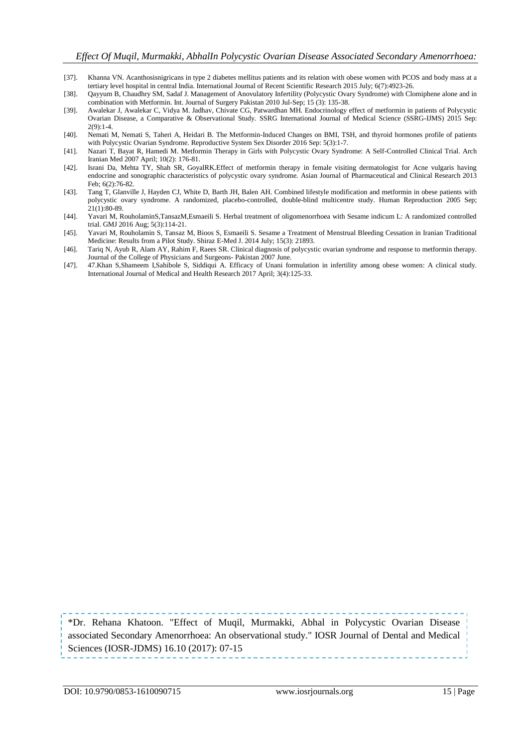[37]. Khanna VN. Acanthosisnigricans in type 2 diabetes mellitus patients and its relation with obese women with PCOS and body mass at a tertiary level hospital in central India. International Journal of Recent Scientific Research 2015 July; 6(7):4923-26.

[38]. Qayyum B, Chaudhry SM, Sadaf J. Management of Anovulatory Infertility (Polycystic Ovary Syndrome) with Clomiphene alone and in combination with Metformin. Int. Journal of Surgery Pakistan 2010 Jul-Sep; 15 (3): 135-38.

[39]. Awalekar J, Awalekar C, Vidya M. Jadhav, Chivate CG, Patwardhan MH. Endocrinology effect of metformin in patients of Polycystic Ovarian Disease, a Comparative & Observational Study. SSRG International Journal of Medical Science (SSRG-IJMS) 2015 Sep: 2(9):1-4.

[40]. Nemati M, Nemati S, Taheri A, Heidari B. The Metformin-Induced Changes on BMI, TSH, and thyroid hormones profile of patients with Polycystic Ovarian Syndrome. Reproductive System Sex Disorder 2016 Sep: 5(3):1-7.

[41]. Nazari T, Bayat R, Hamedi M. Metformin Therapy in Girls with Polycystic Ovary Syndrome: A Self-Controlled Clinical Trial. Arch Iranian Med 2007 April; 10(2): 176-81.

[42]. Israni Da, Mehta TY, Shah SR, GoyalRK.Effect of metformin therapy in female visiting dermatologist for Acne vulgaris having endocrine and sonographic characteristics of polycystic ovary syndrome. Asian Journal of Pharmaceutical and Clinical Research 2013 Feb; 6(2):76-82.

[43]. Tang T, Glanville J, Hayden CJ, White D, Barth JH, Balen AH. Combined lifestyle modification and metformin in obese patients with polycystic ovary syndrome. A randomized, placebo-controlled, double-blind multicentre study. Human Reproduction 2005 Sep; 21(1):80-89.

[44]. Yavari M, RouholaminS,TansazM,Esmaeili S. Herbal treatment of oligomenorrhoea with Sesame indicum L: A randomized controlled trial. GMJ 2016 Aug; 5(3):114-21.

[45]. Yavari M, Rouholamin S, Tansaz M, Bioos S, Esmaeili S. Sesame a Treatment of Menstrual Bleeding Cessation in Iranian Traditional Medicine: Results from a Pilot Study. Shiraz E-Med J. 2014 July; 15(3): 21893.

[46]. Tariq N, Ayub R, Alam AY, Rahim F, Raees SR. Clinical diagnosis of polycystic ovarian syndrome and response to metformin therapy. Journal of the College of Physicians and Surgeons- Pakistan 2007 June.

[47]. 47.Khan S,Shameem I,Sahibole S, Siddiqui A. Efficacy of Unani formulation in infertility among obese women: A clinical study. International Journal of Medical and Health Research 2017 April; 3(4):125-33.

*Dr. Rehana Khatoon. "Effect of Muqil, Murmakki, Abhal in Polycystic Ovarian Disease associated Secondary Amenorrhoea: An observational study." IOSR Journal of Dental and Medical Sciences (IOSR-JDMS) 16.10 (2017): 07-15